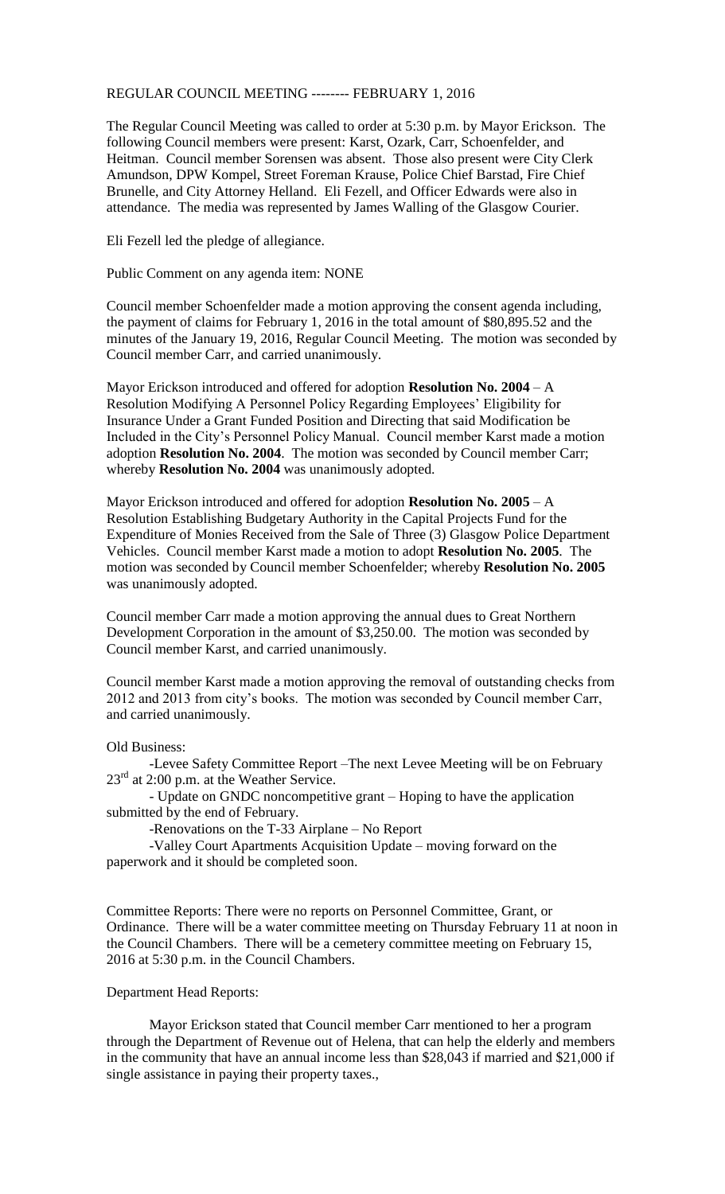REGULAR COUNCIL MEETING -------- FEBRUARY 1, 2016

The Regular Council Meeting was called to order at 5:30 p.m. by Mayor Erickson. The following Council members were present: Karst, Ozark, Carr, Schoenfelder, and Heitman. Council member Sorensen was absent. Those also present were City Clerk Amundson, DPW Kompel, Street Foreman Krause, Police Chief Barstad, Fire Chief Brunelle, and City Attorney Helland. Eli Fezell, and Officer Edwards were also in attendance. The media was represented by James Walling of the Glasgow Courier.

Eli Fezell led the pledge of allegiance.

Public Comment on any agenda item: NONE

Council member Schoenfelder made a motion approving the consent agenda including, the payment of claims for February 1, 2016 in the total amount of $80,895.52 and the minutes of the January 19, 2016, Regular Council Meeting. The motion was seconded by Council member Carr, and carried unanimously.

Mayor Erickson introduced and offered for adoption **Resolution No. 2004** – A Resolution Modifying A Personnel Policy Regarding Employees' Eligibility for Insurance Under a Grant Funded Position and Directing that said Modification be Included in the City's Personnel Policy Manual. Council member Karst made a motion adoption **Resolution No. 2004**. The motion was seconded by Council member Carr; whereby **Resolution No. 2004** was unanimously adopted.

Mayor Erickson introduced and offered for adoption **Resolution No. 2005** – A Resolution Establishing Budgetary Authority in the Capital Projects Fund for the Expenditure of Monies Received from the Sale of Three (3) Glasgow Police Department Vehicles. Council member Karst made a motion to adopt **Resolution No. 2005**. The motion was seconded by Council member Schoenfelder; whereby **Resolution No. 2005** was unanimously adopted.

Council member Carr made a motion approving the annual dues to Great Northern Development Corporation in the amount of $3,250.00. The motion was seconded by Council member Karst, and carried unanimously.

Council member Karst made a motion approving the removal of outstanding checks from 2012 and 2013 from city's books. The motion was seconded by Council member Carr, and carried unanimously.

Old Business:

-Levee Safety Committee Report –The next Levee Meeting will be on February 23rd at 2:00 p.m. at the Weather Service.

- Update on GNDC noncompetitive grant – Hoping to have the application submitted by the end of February.

-Renovations on the T-33 Airplane – No Report

-Valley Court Apartments Acquisition Update – moving forward on the paperwork and it should be completed soon.

Committee Reports: There were no reports on Personnel Committee, Grant, or Ordinance. There will be a water committee meeting on Thursday February 11 at noon in the Council Chambers. There will be a cemetery committee meeting on February 15, 2016 at 5:30 p.m. in the Council Chambers.

Department Head Reports:

Mayor Erickson stated that Council member Carr mentioned to her a program through the Department of Revenue out of Helena, that can help the elderly and members in the community that have an annual income less than $28,043 if married and $21,000 if single assistance in paying their property taxes.,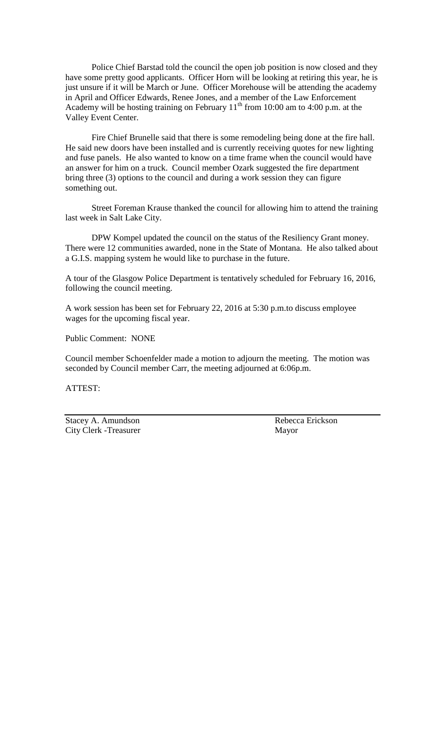Police Chief Barstad told the council the open job position is now closed and they have some pretty good applicants. Officer Horn will be looking at retiring this year, he is just unsure if it will be March or June. Officer Morehouse will be attending the academy in April and Officer Edwards, Renee Jones, and a member of the Law Enforcement Academy will be hosting training on February 11th from 10:00 am to 4:00 p.m. at the Valley Event Center.

Fire Chief Brunelle said that there is some remodeling being done at the fire hall. He said new doors have been installed and is currently receiving quotes for new lighting and fuse panels. He also wanted to know on a time frame when the council would have an answer for him on a truck. Council member Ozark suggested the fire department bring three (3) options to the council and during a work session they can figure something out.

Street Foreman Krause thanked the council for allowing him to attend the training last week in Salt Lake City.

DPW Kompel updated the council on the status of the Resiliency Grant money. There were 12 communities awarded, none in the State of Montana. He also talked about a G.I.S. mapping system he would like to purchase in the future.

A tour of the Glasgow Police Department is tentatively scheduled for February 16, 2016, following the council meeting.

A work session has been set for February 22, 2016 at 5:30 p.m.to discuss employee wages for the upcoming fiscal year.

Public Comment: NONE

Council member Schoenfelder made a motion to adjourn the meeting. The motion was seconded by Council member Carr, the meeting adjourned at 6:06p.m.

ATTEST:

Stacey A. Amundson
City Clerk -Treasurer

Rebecca Erickson
Mayor